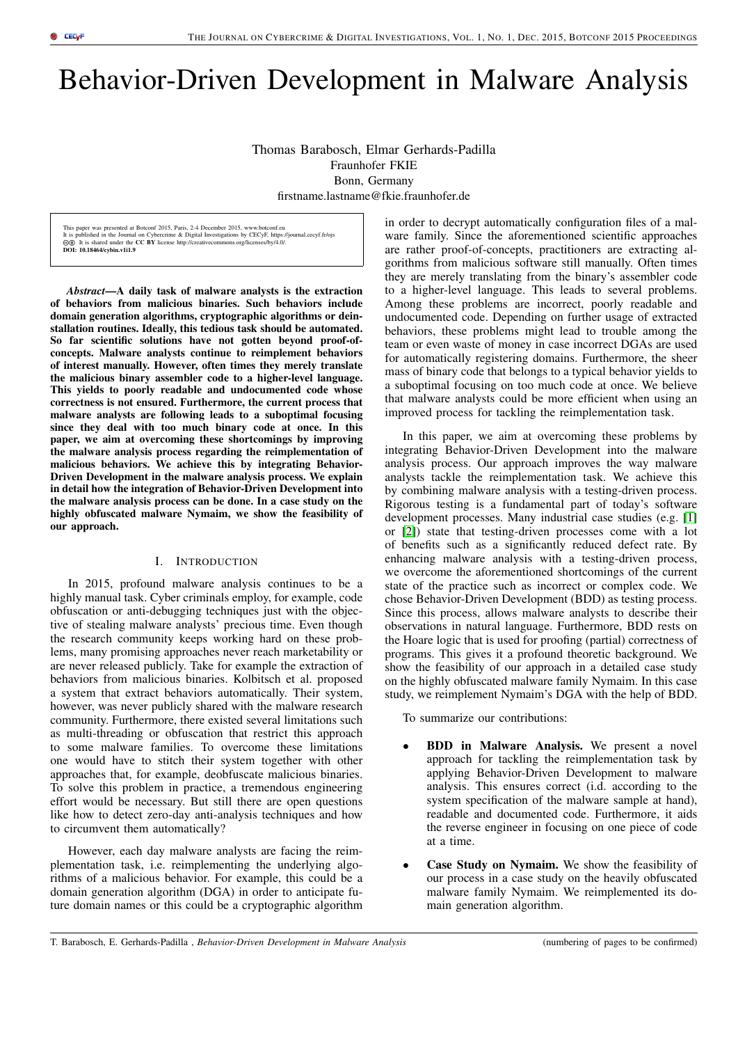# Behavior-Driven Development in Malware Analysis

Thomas Barabosch, Elmar Gerhards-Padilla
Fraunhofer FKIE
Bonn, Germany
firstname.lastname@fkie.fraunhofer.de

This paper was presented at Botconf 2015, Paris, 2-4 December 2015, www.botconf.eu
It is published in the Journal on Cybercrime & Digital Investigations by CECyF, https://journal.cecyf.fr/ojs
It is shared under the CC BY license http://creativecommons.org/licenses/by/4.0/.
**DOI: 10.18464/cybin.v1i1.9**

***Abstract*—A daily task of malware analysts is the extraction of behaviors from malicious binaries. Such behaviors include domain generation algorithms, cryptographic algorithms or deinstallation routines. Ideally, this tedious task should be automated. So far scientific solutions have not gotten beyond proof-of-concepts. Malware analysts continue to reimplement behaviors of interest manually. However, often times they merely translate the malicious binary assembler code to a higher-level language. This yields to poorly readable and undocumented code whose correctness is not ensured. Furthermore, the current process that malware analysts are following leads to a suboptimal focusing since they deal with too much binary code at once. In this paper, we aim at overcoming these shortcomings by improving the malware analysis process regarding the reimplementation of malicious behaviors. We achieve this by integrating Behavior-Driven Development in the malware analysis process. We explain in detail how the integration of Behavior-Driven Development into the malware analysis process can be done. In a case study on the highly obfuscated malware Nymaim, we show the feasibility of our approach.**

## I. Introduction

In 2015, profound malware analysis continues to be a highly manual task. Cyber criminals employ, for example, code obfuscation or anti-debugging techniques just with the objective of stealing malware analysts' precious time. Even though the research community keeps working hard on these problems, many promising approaches never reach marketability or are never released publicly. Take for example the extraction of behaviors from malicious binaries. Kolbitsch et al. proposed a system that extract behaviors automatically. Their system, however, was never publicly shared with the malware research community. Furthermore, there existed several limitations such as multi-threading or obfuscation that restrict this approach to some malware families. To overcome these limitations one would have to stitch their system together with other approaches that, for example, deobfuscate malicious binaries. To solve this problem in practice, a tremendous engineering effort would be necessary. But still there are open questions like how to detect zero-day anti-analysis techniques and how to circumvent them automatically?

However, each day malware analysts are facing the reimplementation task, i.e. reimplementing the underlying algorithms of a malicious behavior. For example, this could be a domain generation algorithm (DGA) in order to anticipate future domain names or this could be a cryptographic algorithm in order to decrypt automatically configuration files of a malware family. Since the aforementioned scientific approaches are rather proof-of-concepts, practitioners are extracting algorithms from malicious software still manually. Often times they are merely translating from the binary's assembler code to a higher-level language. This leads to several problems. Among these problems are incorrect, poorly readable and undocumented code. Depending on further usage of extracted behaviors, these problems might lead to trouble among the team or even waste of money in case incorrect DGAs are used for automatically registering domains. Furthermore, the sheer mass of binary code that belongs to a typical behavior yields to a suboptimal focusing on too much code at once. We believe that malware analysts could be more efficient when using an improved process for tackling the reimplementation task.

In this paper, we aim at overcoming these problems by integrating Behavior-Driven Development into the malware analysis process. Our approach improves the way malware analysts tackle the reimplementation task. We achieve this by combining malware analysis with a testing-driven process. Rigorous testing is a fundamental part of today's software development processes. Many industrial case studies (e.g. [1] or [2]) state that testing-driven processes come with a lot of benefits such as a significantly reduced defect rate. By enhancing malware analysis with a testing-driven process, we overcome the aforementioned shortcomings of the current state of the practice such as incorrect or complex code. We chose Behavior-Driven Development (BDD) as testing process. Since this process, allows malware analysts to describe their observations in natural language. Furthermore, BDD rests on the Hoare logic that is used for proofing (partial) correctness of programs. This gives it a profound theoretic background. We show the feasibility of our approach in a detailed case study on the highly obfuscated malware family Nymaim. In this case study, we reimplement Nymaim's DGA with the help of BDD.

To summarize our contributions:

- **BDD in Malware Analysis.** We present a novel approach for tackling the reimplementation task by applying Behavior-Driven Development to malware analysis. This ensures correct (i.d. according to the system specification of the malware sample at hand), readable and documented code. Furthermore, it aids the reverse engineer in focusing on one piece of code at a time.
- **Case Study on Nymaim.** We show the feasibility of our process in a case study on the heavily obfuscated malware family Nymaim. We reimplemented its domain generation algorithm.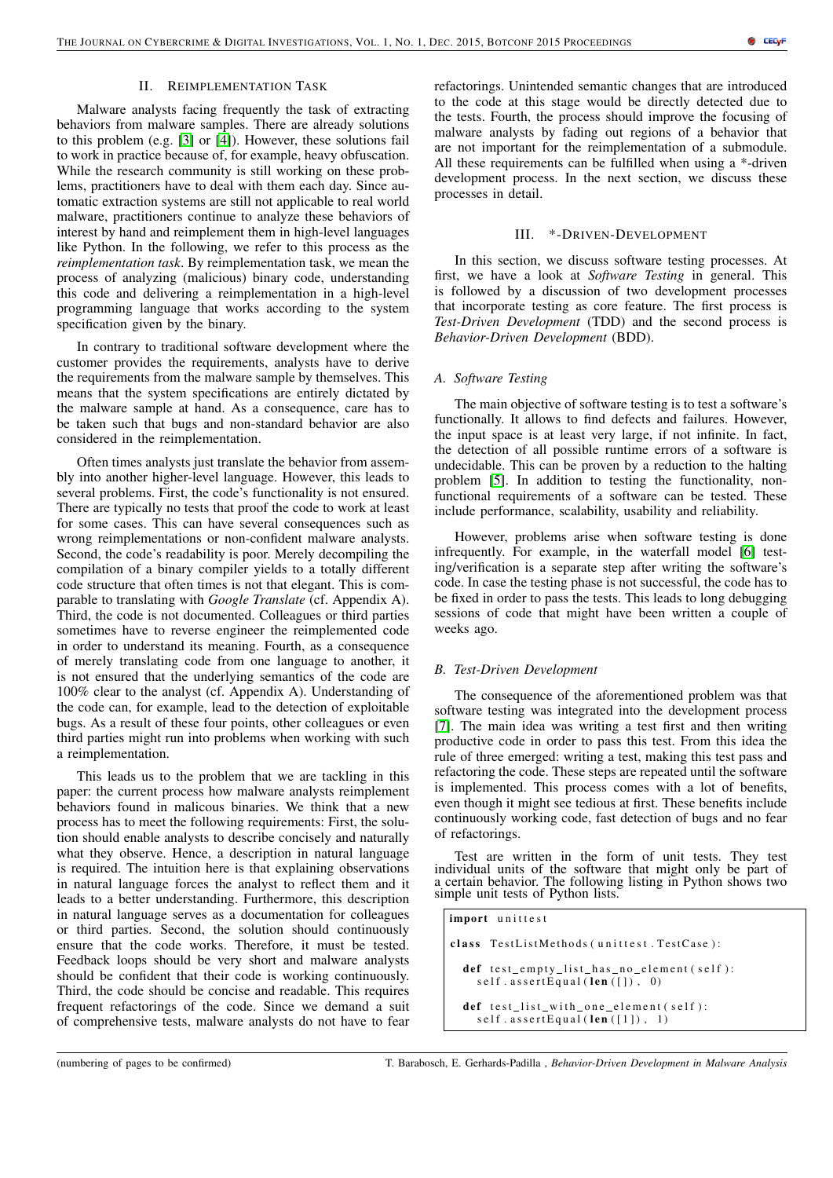## II. Reimplementation Task

Malware analysts facing frequently the task of extracting behaviors from malware samples. There are already solutions to this problem (e.g. [3] or [4]). However, these solutions fail to work in practice because of, for example, heavy obfuscation. While the research community is still working on these problems, practitioners have to deal with them each day. Since automatic extraction systems are still not applicable to real world malware, practitioners continue to analyze these behaviors of interest by hand and reimplement them in high-level languages like Python. In the following, we refer to this process as the *reimplementation task*. By reimplementation task, we mean the process of analyzing (malicious) binary code, understanding this code and delivering a reimplementation in a high-level programming language that works according to the system specification given by the binary.

In contrary to traditional software development where the customer provides the requirements, analysts have to derive the requirements from the malware sample by themselves. This means that the system specifications are entirely dictated by the malware sample at hand. As a consequence, care has to be taken such that bugs and non-standard behavior are also considered in the reimplementation.

Often times analysts just translate the behavior from assembly into another higher-level language. However, this leads to several problems. First, the code's functionality is not ensured. There are typically no tests that proof the code to work at least for some cases. This can have several consequences such as wrong reimplementations or non-confident malware analysts. Second, the code's readability is poor. Merely decompiling the compilation of a binary compiler yields to a totally different code structure that often times is not that elegant. This is comparable to translating with *Google Translate* (cf. Appendix A). Third, the code is not documented. Colleagues or third parties sometimes have to reverse engineer the reimplemented code in order to understand its meaning. Fourth, as a consequence of merely translating code from one language to another, it is not ensured that the underlying semantics of the code are 100% clear to the analyst (cf. Appendix A). Understanding of the code can, for example, lead to the detection of exploitable bugs. As a result of these four points, other colleagues or even third parties might run into problems when working with such a reimplementation.

This leads us to the problem that we are tackling in this paper: the current process how malware analysts reimplement behaviors found in malicous binaries. We think that a new process has to meet the following requirements: First, the solution should enable analysts to describe concisely and naturally what they observe. Hence, a description in natural language is required. The intuition here is that explaining observations in natural language forces the analyst to reflect them and it leads to a better understanding. Furthermore, this description in natural language serves as a documentation for colleagues or third parties. Second, the solution should continuously ensure that the code works. Therefore, it must be tested. Feedback loops should be very short and malware analysts should be confident that their code is working continuously. Third, the code should be concise and readable. This requires frequent refactorings of the code. Since we demand a suit of comprehensive tests, malware analysts do not have to fear refactorings. Unintended semantic changes that are introduced to the code at this stage would be directly detected due to the tests. Fourth, the process should improve the focusing of malware analysts by fading out regions of a behavior that are not important for the reimplementation of a submodule. All these requirements can be fulfilled when using a *-driven development process. In the next section, we discuss these processes in detail.

## III. *-Driven-Development

In this section, we discuss software testing processes. At first, we have a look at *Software Testing* in general. This is followed by a discussion of two development processes that incorporate testing as core feature. The first process is *Test-Driven Development* (TDD) and the second process is *Behavior-Driven Development* (BDD).

### A. Software Testing

The main objective of software testing is to test a software's functionally. It allows to find defects and failures. However, the input space is at least very large, if not infinite. In fact, the detection of all possible runtime errors of a software is undecidable. This can be proven by a reduction to the halting problem [5]. In addition to testing the functionality, non-functional requirements of a software can be tested. These include performance, scalability, usability and reliability.

However, problems arise when software testing is done infrequently. For example, in the waterfall model [6] testing/verification is a separate step after writing the software's code. In case the testing phase is not successful, the code has to be fixed in order to pass the tests. This leads to long debugging sessions of code that might have been written a couple of weeks ago.

### B. Test-Driven Development

The consequence of the aforementioned problem was that software testing was integrated into the development process [7]. The main idea was writing a test first and then writing productive code in order to pass this test. From this idea the rule of three emerged: writing a test, making this test pass and refactoring the code. These steps are repeated until the software is implemented. This process comes with a lot of benefits, even though it might see tedious at first. These benefits include continuously working code, fast detection of bugs and no fear of refactorings.

Test are written in the form of unit tests. They test individual units of the software that might only be part of a certain behavior. The following listing in Python shows two simple unit tests of Python lists.

```
import unittest

class TestListMethods(unittest.TestCase):

  def test_empty_list_has_no_element(self):
    self.assertEqual(len([]), 0)

  def test_list_with_one_element(self):
    self.assertEqual(len([1]), 1)
```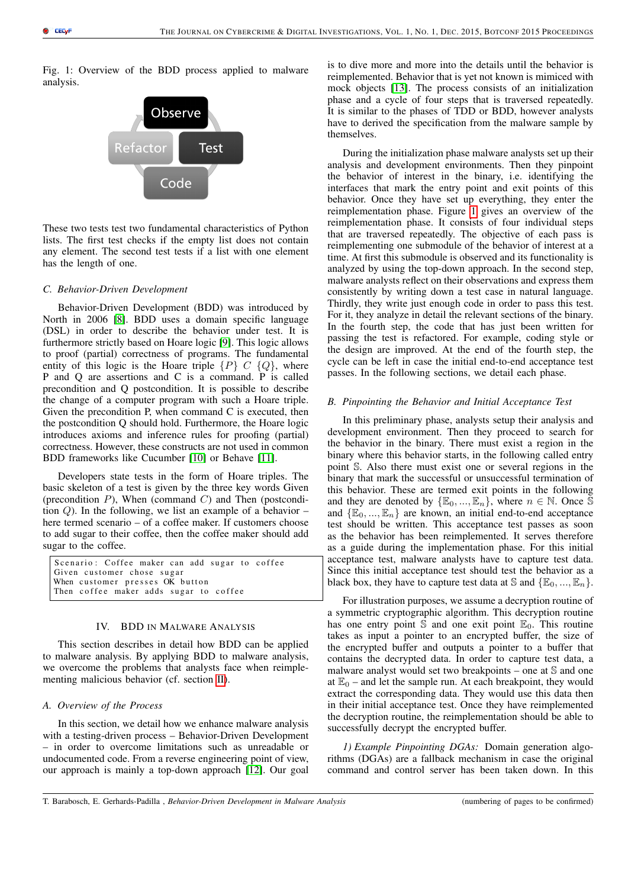Fig. 1: Overview of the BDD process applied to malware analysis.

These two tests test two fundamental characteristics of Python lists. The first test checks if the empty list does not contain any element. The second test tests if a list with one element has the length of one.

### C. Behavior-Driven Development

Behavior-Driven Development (BDD) was introduced by North in 2006 [8]. BDD uses a domain specific language (DSL) in order to describe the behavior under test. It is furthermore strictly based on Hoare logic [9]. This logic allows to proof (partial) correctness of programs. The fundamental entity of this logic is the Hoare triple $\{P\}\ C\ \{Q\}$, where P and Q are assertions and C is a command. P is called precondition and Q postcondition. It is possible to describe the change of a computer program with such a Hoare triple. Given the precondition P, when command C is executed, then the postcondition Q should hold. Furthermore, the Hoare logic introduces axioms and inference rules for proofing (partial) correctness. However, these constructs are not used in common BDD frameworks like Cucumber [10] or Behave [11].

Developers state tests in the form of Hoare triples. The basic skeleton of a test is given by the three key words Given (precondition $P$), When (command $C$) and Then (postcondition $Q$). In the following, we list an example of a behavior – here termed scenario – of a coffee maker. If customers choose to add sugar to their coffee, then the coffee maker should add sugar to the coffee.

```
Scenario: Coffee maker can add sugar to coffee
Given customer chose sugar
When customer presses OK button
Then coffee maker adds sugar to coffee
```

## IV. BDD in Malware Analysis

This section describes in detail how BDD can be applied to malware analysis. By applying BDD to malware analysis, we overcome the problems that analysts face when reimplementing malicious behavior (cf. section II).

### A. Overview of the Process

In this section, we detail how we enhance malware analysis with a testing-driven process – Behavior-Driven Development – in order to overcome limitations such as unreadable or undocumented code. From a reverse engineering point of view, our approach is mainly a top-down approach [12]. Our goal is to dive more and more into the details until the behavior is reimplemented. Behavior that is yet not known is mimiced with mock objects [13]. The process consists of an initialization phase and a cycle of four steps that is traversed repeatedly. It is similar to the phases of TDD or BDD, however analysts have to derived the specification from the malware sample by themselves.

During the initialization phase malware analysts set up their analysis and development environments. Then they pinpoint the behavior of interest in the binary, i.e. identifying the interfaces that mark the entry point and exit points of this behavior. Once they have set up everything, they enter the reimplementation phase. Figure 1 gives an overview of the reimplementation phase. It consists of four individual steps that are traversed repeatedly. The objective of each pass is reimplementing one submodule of the behavior of interest at a time. At first this submodule is observed and its functionality is analyzed by using the top-down approach. In the second step, malware analysts reflect on their observations and express them consistently by writing down a test case in natural language. Thirdly, they write just enough code in order to pass this test. For it, they analyze in detail the relevant sections of the binary. In the fourth step, the code that has just been written for passing the test is refactored. For example, coding style or the design are improved. At the end of the fourth step, the cycle can be left in case the initial end-to-end acceptance test passes. In the following sections, we detail each phase.

### B. Pinpointing the Behavior and Initial Acceptance Test

In this preliminary phase, analysts setup their analysis and development environment. Then they proceed to search for the behavior in the binary. There must exist a region in the binary where this behavior starts, in the following called entry point $\mathbb{S}$. Also there must exist one or several regions in the binary that mark the successful or unsuccessful termination of this behavior. These are termed exit points in the following and they are denoted by $\{\mathbb{E}_0, ..., \mathbb{E}_n\}$, where $n \in \mathbb{N}$. Once $\mathbb{S}$ and $\{\mathbb{E}_0, ..., \mathbb{E}_n\}$ are known, an initial end-to-end acceptance test should be written. This acceptance test passes as soon as the behavior has been reimplemented. It serves therefore as a guide during the implementation phase. For this initial acceptance test, malware analysts have to capture test data. Since this initial acceptance test should test the behavior as a black box, they have to capture test data at $\mathbb{S}$ and $\{\mathbb{E}_0, ..., \mathbb{E}_n\}$.

For illustration purposes, we assume a decryption routine of a symmetric cryptographic algorithm. This decryption routine has one entry point $\mathbb{S}$ and one exit point $\mathbb{E}_0$. This routine takes as input a pointer to an encrypted buffer, the size of the encrypted buffer and outputs a pointer to a buffer that contains the decrypted data. In order to capture test data, a malware analyst would set two breakpoints – one at $\mathbb{S}$ and one at $\mathbb{E}_0$ – and let the sample run. At each breakpoint, they would extract the corresponding data. They would use this data then in their initial acceptance test. Once they have reimplemented the decryption routine, the reimplementation should be able to successfully decrypt the encrypted buffer.

*1) Example Pinpointing DGAs:* Domain generation algorithms (DGAs) are a fallback mechanism in case the original command and control server has been taken down. In this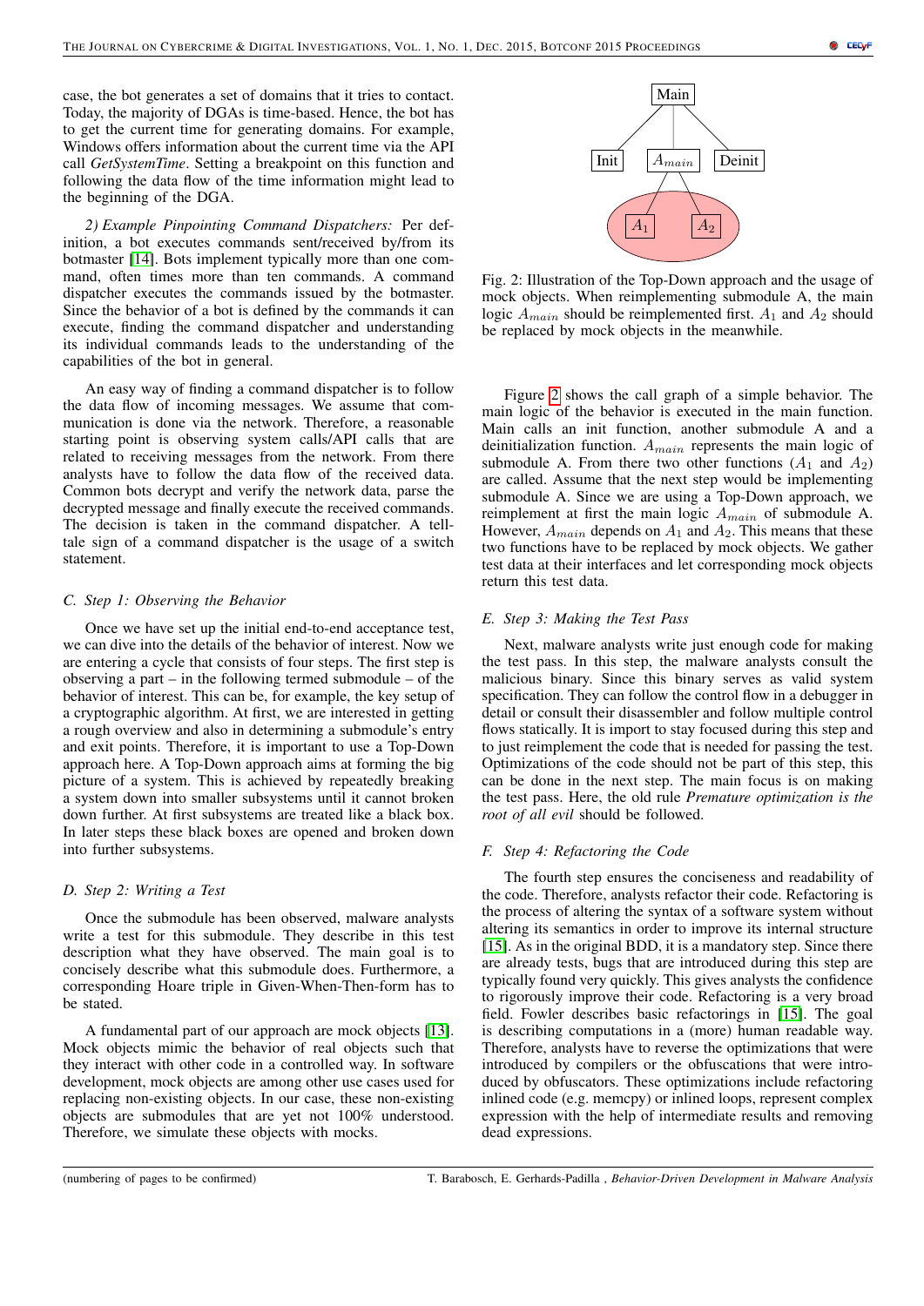case, the bot generates a set of domains that it tries to contact. Today, the majority of DGAs is time-based. Hence, the bot has to get the current time for generating domains. For example, Windows offers information about the current time via the API call *GetSystemTime*. Setting a breakpoint on this function and following the data flow of the time information might lead to the beginning of the DGA.

*2) Example Pinpointing Command Dispatchers:* Per definition, a bot executes commands sent/received by/from its botmaster [14]. Bots implement typically more than one command, often times more than ten commands. A command dispatcher executes the commands issued by the botmaster. Since the behavior of a bot is defined by the commands it can execute, finding the command dispatcher and understanding its individual commands leads to the understanding of the capabilities of the bot in general.

An easy way of finding a command dispatcher is to follow the data flow of incoming messages. We assume that communication is done via the network. Therefore, a reasonable starting point is observing system calls/API calls that are related to receiving messages from the network. From there analysts have to follow the data flow of the received data. Common bots decrypt and verify the network data, parse the decrypted message and finally execute the received commands. The decision is taken in the command dispatcher. A telltale sign of a command dispatcher is the usage of a switch statement.

### C. Step 1: Observing the Behavior

Once we have set up the initial end-to-end acceptance test, we can dive into the details of the behavior of interest. Now we are entering a cycle that consists of four steps. The first step is observing a part – in the following termed submodule – of the behavior of interest. This can be, for example, the key setup of a cryptographic algorithm. At first, we are interested in getting a rough overview and also in determining a submodule's entry and exit points. Therefore, it is important to use a Top-Down approach here. A Top-Down approach aims at forming the big picture of a system. This is achieved by repeatedly breaking a system down into smaller subsystems until it cannot broken down further. At first subsystems are treated like a black box. In later steps these black boxes are opened and broken down into further subsystems.

### D. Step 2: Writing a Test

Once the submodule has been observed, malware analysts write a test for this submodule. They describe in this test description what they have observed. The main goal is to concisely describe what this submodule does. Furthermore, a corresponding Hoare triple in Given-When-Then-form has to be stated.

A fundamental part of our approach are mock objects [13]. Mock objects mimic the behavior of real objects such that they interact with other code in a controlled way. In software development, mock objects are among other use cases used for replacing non-existing objects. In our case, these non-existing objects are submodules that are yet not 100% understood. Therefore, we simulate these objects with mocks.

Main

Init | $A_{main}$ | Deinit

$A_1$ | $A_2$

Fig. 2: Illustration of the Top-Down approach and the usage of mock objects. When reimplementing submodule A, the main logic $A_{main}$ should be reimplemented first. $A_1$ and $A_2$ should be replaced by mock objects in the meanwhile.

Figure 2 shows the call graph of a simple behavior. The main logic of the behavior is executed in the main function. Main calls an init function, another submodule A and a deinitialization function. $A_{main}$ represents the main logic of submodule A. From there two other functions ($A_1$ and $A_2$) are called. Assume that the next step would be implementing submodule A. Since we are using a Top-Down approach, we reimplement at first the main logic $A_{main}$ of submodule A. However, $A_{main}$ depends on $A_1$ and $A_2$. This means that these two functions have to be replaced by mock objects. We gather test data at their interfaces and let corresponding mock objects return this test data.

### E. Step 3: Making the Test Pass

Next, malware analysts write just enough code for making the test pass. In this step, the malware analysts consult the malicious binary. Since this binary serves as valid system specification. They can follow the control flow in a debugger in detail or consult their disassembler and follow multiple control flows statically. It is import to stay focused during this step and to just reimplement the code that is needed for passing the test. Optimizations of the code should not be part of this step, this can be done in the next step. The main focus is on making the test pass. Here, the old rule *Premature optimization is the root of all evil* should be followed.

### F. Step 4: Refactoring the Code

The fourth step ensures the conciseness and readability of the code. Therefore, analysts refactor their code. Refactoring is the process of altering the syntax of a software system without altering its semantics in order to improve its internal structure [15]. As in the original BDD, it is a mandatory step. Since there are already tests, bugs that are introduced during this step are typically found very quickly. This gives analysts the confidence to rigorously improve their code. Refactoring is a very broad field. Fowler describes basic refactorings in [15]. The goal is describing computations in a (more) human readable way. Therefore, analysts have to reverse the optimizations that were introduced by compilers or the obfuscations that were introduced by obfuscators. These optimizations include refactoring inlined code (e.g. memcpy) or inlined loops, represent complex expression with the help of intermediate results and removing dead expressions.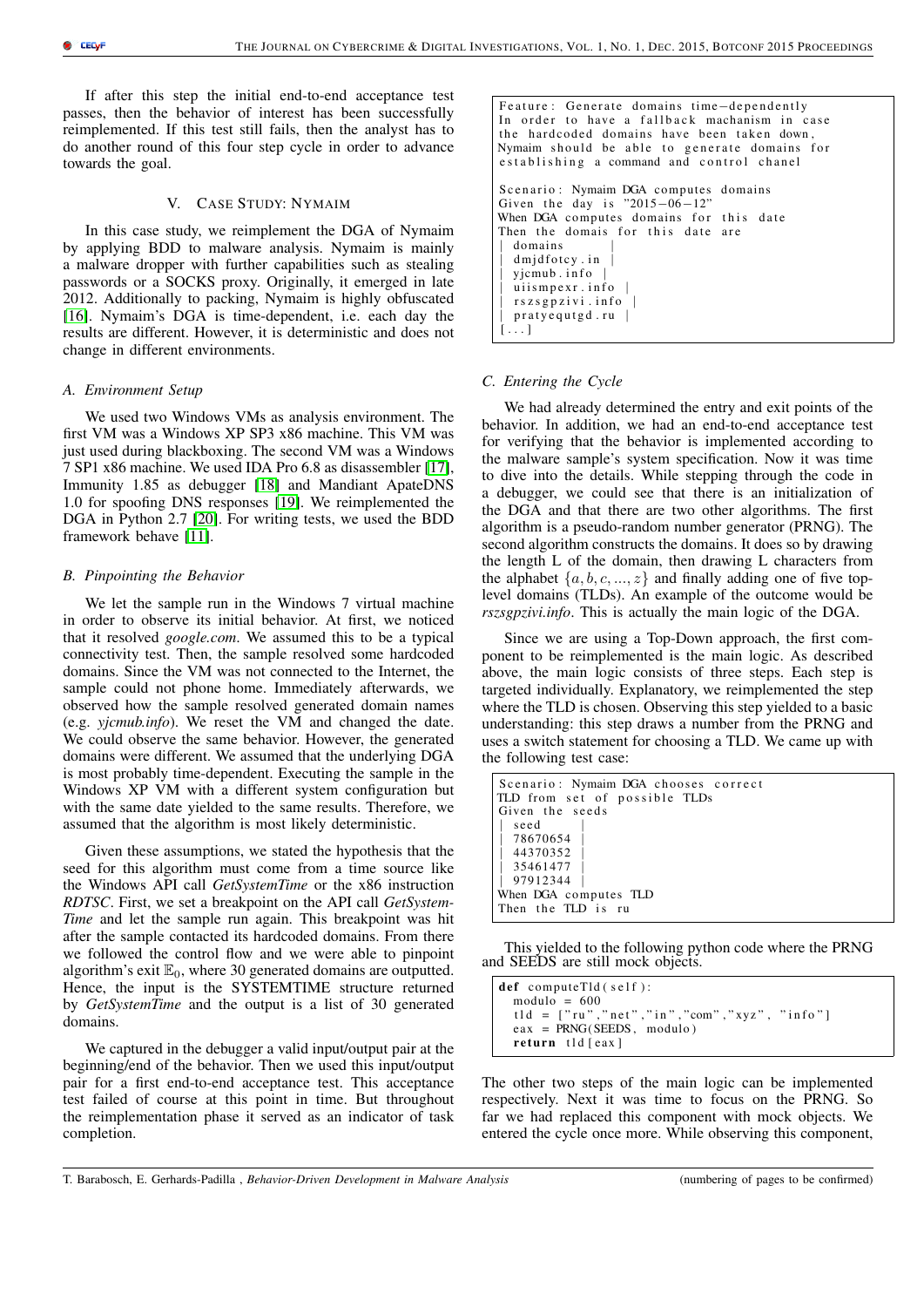If after this step the initial end-to-end acceptance test passes, then the behavior of interest has been successfully reimplemented. If this test still fails, then the analyst has to do another round of this four step cycle in order to advance towards the goal.

## V. Case Study: Nymaim

In this case study, we reimplement the DGA of Nymaim by applying BDD to malware analysis. Nymaim is mainly a malware dropper with further capabilities such as stealing passwords or a SOCKS proxy. Originally, it emerged in late 2012. Additionally to packing, Nymaim is highly obfuscated [16]. Nymaim's DGA is time-dependent, i.e. each day the results are different. However, it is deterministic and does not change in different environments.

### A. Environment Setup

We used two Windows VMs as analysis environment. The first VM was a Windows XP SP3 x86 machine. This VM was just used during blackboxing. The second VM was a Windows 7 SP1 x86 machine. We used IDA Pro 6.8 as disassembler [17], Immunity 1.85 as debugger [18] and Mandiant ApateDNS 1.0 for spoofing DNS responses [19]. We reimplemented the DGA in Python 2.7 [20]. For writing tests, we used the BDD framework behave [11].

### B. Pinpointing the Behavior

We let the sample run in the Windows 7 virtual machine in order to observe its initial behavior. At first, we noticed that it resolved *google.com*. We assumed this to be a typical connectivity test. Then, the sample resolved some hardcoded domains. Since the VM was not connected to the Internet, the sample could not phone home. Immediately afterwards, we observed how the sample resolved generated domain names (e.g. *yjcmub.info*). We reset the VM and changed the date. We could observe the same behavior. However, the generated domains were different. We assumed that the underlying DGA is most probably time-dependent. Executing the sample in the Windows XP VM with a different system configuration but with the same date yielded to the same results. Therefore, we assumed that the algorithm is most likely deterministic.

Given these assumptions, we stated the hypothesis that the seed for this algorithm must come from a time source like the Windows API call *GetSystemTime* or the x86 instruction *RDTSC*. First, we set a breakpoint on the API call *GetSystemTime* and let the sample run again. This breakpoint was hit after the sample contacted its hardcoded domains. From there we followed the control flow and we were able to pinpoint algorithm's exit $\mathbb{E}_0$, where 30 generated domains are outputted. Hence, the input is the SYSTEMTIME structure returned by *GetSystemTime* and the output is a list of 30 generated domains.

We captured in the debugger a valid input/output pair at the beginning/end of the behavior. Then we used this input/output pair for a first end-to-end acceptance test. This acceptance test failed of course at this point in time. But throughout the reimplementation phase it served as an indicator of task completion.

```
Feature: Generate domains time-dependently
In order to have a fallback machanism in case
the hardcoded domains have been taken down,
Nymaim should be able to generate domains for
establishing a command and control chanel

Scenario: Nymaim DGA computes domains
Given the day is "2015-06-12"
When DGA computes domains for this date
Then the domais for this date are
| domains       |
| dmjdfotcy.in  |
| yjcmub.info   |
| uiismpexr.info |
| rszsgpzivi.info |
| pratyequtgd.ru |
[...]
```

### C. Entering the Cycle

We had already determined the entry and exit points of the behavior. In addition, we had an end-to-end acceptance test for verifying that the behavior is implemented according to the malware sample's system specification. Now it was time to dive into the details. While stepping through the code in a debugger, we could see that there is an initialization of the DGA and that there are two other algorithms. The first algorithm is a pseudo-random number generator (PRNG). The second algorithm constructs the domains. It does so by drawing the length L of the domain, then drawing L characters from the alphabet $\{a, b, c, ..., z\}$ and finally adding one of five top-level domains (TLDs). An example of the outcome would be *rszsgpzivi.info*. This is actually the main logic of the DGA.

Since we are using a Top-Down approach, the first component to be reimplemented is the main logic. As described above, the main logic consists of three steps. Each step is targeted individually. Explanatory, we reimplemented the step where the TLD is chosen. Observing this step yielded to a basic understanding: this step draws a number from the PRNG and uses a switch statement for choosing a TLD. We came up with the following test case:

```
Scenario: Nymaim DGA chooses correct
TLD from set of possible TLDs
Given the seeds
| seed     |
| 78670654 |
| 44370352 |
| 35461477 |
| 97912344 |
When DGA computes TLD
Then the TLD is ru
```

This yielded to the following python code where the PRNG and SEEDS are still mock objects.

```
def computeTld(self):
  modulo = 600
  tld = ["ru","net","in","com","xyz", "info"]
  eax = PRNG(SEEDS, modulo)
  return tld[eax]
```

The other two steps of the main logic can be implemented respectively. Next it was time to focus on the PRNG. So far we had replaced this component with mock objects. We entered the cycle once more. While observing this component,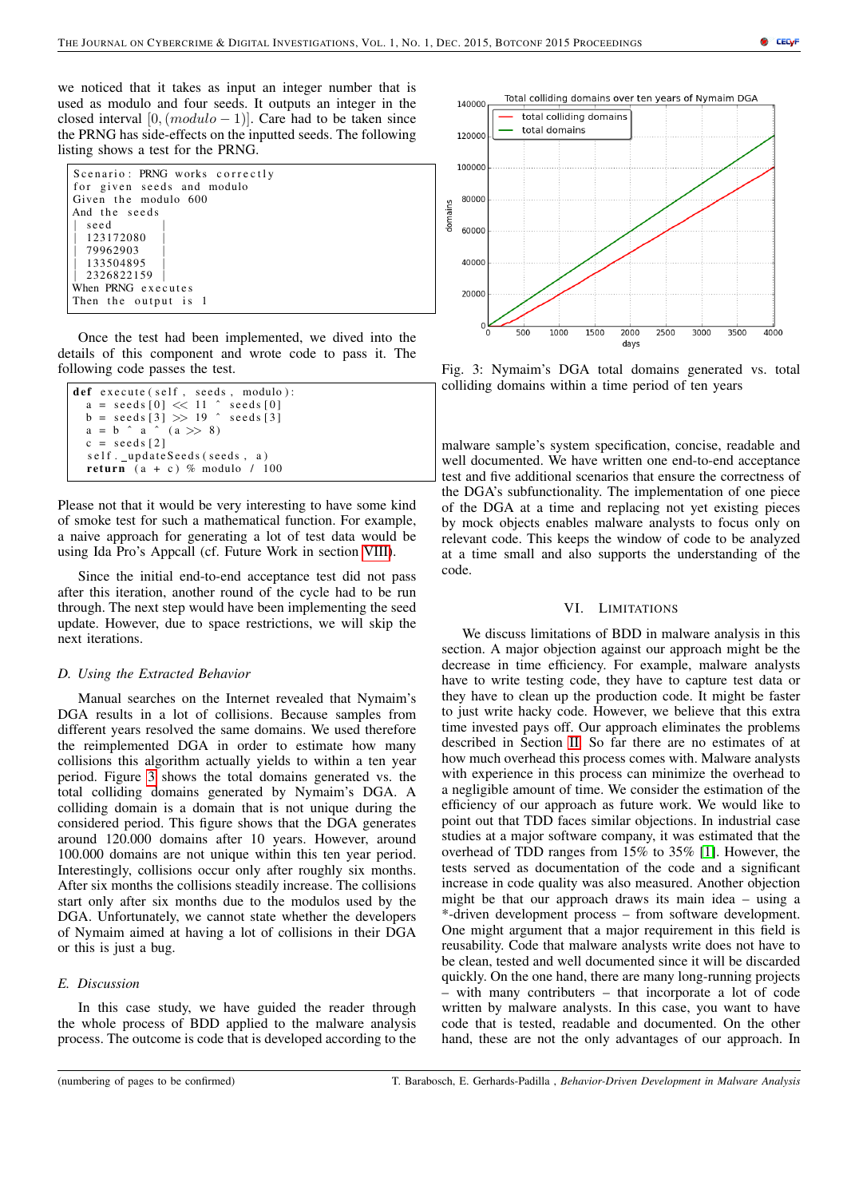we noticed that it takes as input an integer number that is used as modulo and four seeds. It outputs an integer in the closed interval $[0, (modulo - 1)]$. Care had to be taken since the PRNG has side-effects on the inputted seeds. The following listing shows a test for the PRNG.

```
Scenario: PRNG works correctly
for given seeds and modulo
Given the modulo 600
And the seeds
  | seed       |
  | 123172080  |
  | 79962903   |
  | 133504895  |
  | 2326822159 |
When PRNG executes
Then the output is 1
```

Once the test had been implemented, we dived into the details of this component and wrote code to pass it. The following code passes the test.

```
def execute(self, seeds, modulo):
  a = seeds[0] << 11 ^ seeds[0]
  b = seeds[3] >> 19 ^ seeds[3]
  a = b ^ a ^ (a >> 8)
  c = seeds[2]
  self._updateSeeds(seeds, a)
  return (a + c) % modulo / 100
```

Please not that it would be very interesting to have some kind of smoke test for such a mathematical function. For example, a naive approach for generating a lot of test data would be using Ida Pro's Appcall (cf. Future Work in section VIII).

Since the initial end-to-end acceptance test did not pass after this iteration, another round of the cycle had to be run through. The next step would have been implementing the seed update. However, due to space restrictions, we will skip the next iterations.

### D. Using the Extracted Behavior

Manual searches on the Internet revealed that Nymaim's DGA results in a lot of collisions. Because samples from different years resolved the same domains. We used therefore the reimplemented DGA in order to estimate how many collisions this algorithm actually yields to within a ten year period. Figure 3 shows the total domains generated vs. the total colliding domains generated by Nymaim's DGA. A colliding domain is a domain that is not unique during the considered period. This figure shows that the DGA generates around 120.000 domains after 10 years. However, around 100.000 domains are not unique within this ten year period. Interestingly, collisions occur only after roughly six months. After six months the collisions steadily increase. The collisions start only after six months due to the modulus used by the DGA. Unfortunately, we cannot state whether the developers of Nymaim aimed at having a lot of collisions in their DGA or this is just a bug.

### E. Discussion

In this case study, we have guided the reader through the whole process of BDD applied to the malware analysis process. The outcome is code that is developed according to the malware sample's system specification, concise, readable and well documented. We have written one end-to-end acceptance test and five additional scenarios that ensure the correctness of the DGA's subfunctionality. The implementation of one piece of the DGA at a time and replacing not yet existing pieces by mock objects enables malware analysts to focus only on relevant code. This keeps the window of code to be analyzed at a time small and also supports the understanding of the code.

Fig. 3: Nymaim's DGA total domains generated vs. total colliding domains within a time period of ten years

## VI. Limitations

We discuss limitations of BDD in malware analysis in this section. A major objection against our approach might be the decrease in time efficiency. For example, malware analysts have to write testing code, they have to capture test data or they have to clean up the production code. It might be faster to just write hacky code. However, we believe that this extra time invested pays off. Our approach eliminates the problems described in Section II. So far there are no estimates of at how much overhead this process comes with. Malware analysts with experience in this process can minimize the overhead to a negligible amount of time. We consider the estimation of the efficiency of our approach as future work. We would like to point out that TDD faces similar objections. In industrial case studies at a major software company, it was estimated that the overhead of TDD ranges from 15% to 35% [1]. However, the tests served as documentation of the code and a significant increase in code quality was also measured. Another objection might be that our approach draws its main idea – using a *-driven development process – from software development. One might argument that a major requirement in this field is reusability. Code that malware analysts write does not have to be clean, tested and well documented since it will be discarded quickly. On the one hand, there are many long-running projects – with many contributers – that incorporate a lot of code written by malware analysts. In this case, you want to have code that is tested, readable and documented. On the other hand, these are not the only advantages of our approach. In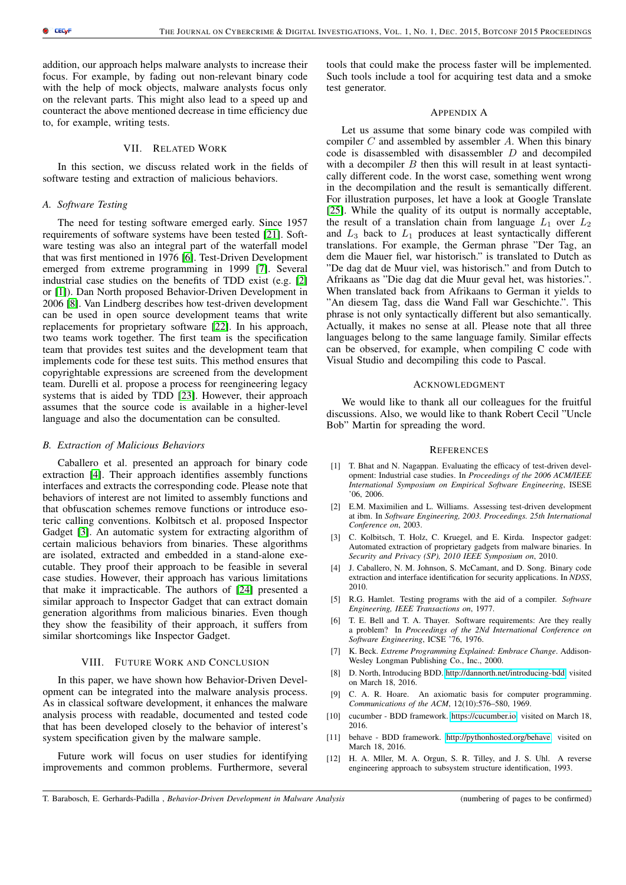addition, our approach helps malware analysts to increase their focus. For example, by fading out non-relevant binary code with the help of mock objects, malware analysts focus only on the relevant parts. This might also lead to a speed up and counteract the above mentioned decrease in time efficiency due to, for example, writing tests.

## VII. Related Work

In this section, we discuss related work in the fields of software testing and extraction of malicious behaviors.

### A. Software Testing

The need for testing software emerged early. Since 1957 requirements of software systems have been tested [21]. Software testing was also an integral part of the waterfall model that was first mentioned in 1976 [6]. Test-Driven Development emerged from extreme programming in 1999 [7]. Several industrial case studies on the benefits of TDD exist (e.g. [2] or [1]). Dan North proposed Behavior-Driven Development in 2006 [8]. Van Lindberg describes how test-driven development can be used in open source development teams that write replacements for proprietary software [22]. In his approach, two teams work together. The first team is the specification team that provides test suites and the development team that implements code for these test suits. This method ensures that copyrightable expressions are screened from the development team. Durelli et al. propose a process for reengineering legacy systems that is aided by TDD [23]. However, their approach assumes that the source code is available in a higher-level language and also the documentation can be consulted.

### B. Extraction of Malicious Behaviors

Caballero et al. presented an approach for binary code extraction [4]. Their approach identifies assembly functions interfaces and extracts the corresponding code. Please note that behaviors of interest are not limited to assembly functions and that obfuscation schemes remove functions or introduce esoteric calling conventions. Kolbitsch et al. proposed Inspector Gadget [3]. An automatic system for extracting algorithm of certain malicious behaviors from binaries. These algorithms are isolated, extracted and embedded in a stand-alone executable. They proof their approach to be feasible in several case studies. However, their approach has various limitations that make it impracticable. The authors of [24] presented a similar approach to Inspector Gadget that can extract domain generation algorithms from malicious binaries. Even though they show the feasibility of their approach, it suffers from similar shortcomings like Inspector Gadget.

## VIII. Future Work and Conclusion

In this paper, we have shown how Behavior-Driven Development can be integrated into the malware analysis process. As in classical software development, it enhances the malware analysis process with readable, documented and tested code that has been developed closely to the behavior of interest's system specification given by the malware sample.

Future work will focus on user studies for identifying improvements and common problems. Furthermore, several tools that could make the process faster will be implemented. Such tools include a tool for acquiring test data and a smoke test generator.

## Appendix A

Let us assume that some binary code was compiled with compiler $C$ and assembled by assembler $A$. When this binary code is disassembled with disassembler $D$ and decompiled with a decompiler $B$ then this will result in at least syntactically different code. In the worst case, something went wrong in the decompilation and the result is semantically different. For illustration purposes, let have a look at Google Translate [25]. While the quality of its output is normally acceptable, the result of a translation chain from language $L_1$ over $L_2$ and $L_3$ back to $L_1$ produces at least syntactically different translations. For example, the German phrase "Der Tag, an dem die Mauer fiel, war historisch." is translated to Dutch as "De dag dat de Muur viel, was historisch." and from Dutch to Afrikaans as "Die dag dat die Muur geval het, was histories.". When translated back from Afrikaans to German it yields to "An diesem Tag, dass die Wand Fall war Geschichte.". This phrase is not only syntactically different but also semantically. Actually, it makes no sense at all. Please note that all three languages belong to the same language family. Similar effects can be observed, for example, when compiling C code with Visual Studio and decompiling this code to Pascal.

## Acknowledgment

We would like to thank all our colleagues for the fruitful discussions. Also, we would like to thank Robert Cecil "Uncle Bob" Martin for spreading the word.

## References

[1] T. Bhat and N. Nagappan. Evaluating the efficacy of test-driven development: Industrial case studies. In *Proceedings of the 2006 ACM/IEEE International Symposium on Empirical Software Engineering*, ISESE '06, 2006.

[2] E.M. Maximilien and L. Williams. Assessing test-driven development at ibm. In *Software Engineering, 2003. Proceedings. 25th International Conference on*, 2003.

[3] C. Kolbitsch, T. Holz, C. Kruegel, and E. Kirda. Inspector gadget: Automated extraction of proprietary gadgets from malware binaries. In *Security and Privacy (SP), 2010 IEEE Symposium on*, 2010.

[4] J. Caballero, N. M. Johnson, S. McCamant, and D. Song. Binary code extraction and interface identification for security applications. In *NDSS*, 2010.

[5] R.G. Hamlet. Testing programs with the aid of a compiler. *Software Engineering, IEEE Transactions on*, 1977.

[6] T. E. Bell and T. A. Thayer. Software requirements: Are they really a problem? In *Proceedings of the 2Nd International Conference on Software Engineering*, ICSE '76, 1976.

[7] K. Beck. *Extreme Programming Explained: Embrace Change*. Addison-Wesley Longman Publishing Co., Inc., 2000.

[8] D. North, Introducing BDD. http://dannorth.net/introducing-bdd visited on March 18, 2016.

[9] C. A. R. Hoare. An axiomatic basis for computer programming. *Communications of the ACM*, 12(10):576–580, 1969.

[10] cucumber - BDD framework. https://cucumber.io visited on March 18, 2016.

[11] behave - BDD framework. http://pythonhosted.org/behave visited on March 18, 2016.

[12] H. A. Mller, M. A. Orgun, S. R. Tilley, and J. S. Uhl. A reverse engineering approach to subsystem structure identification, 1993.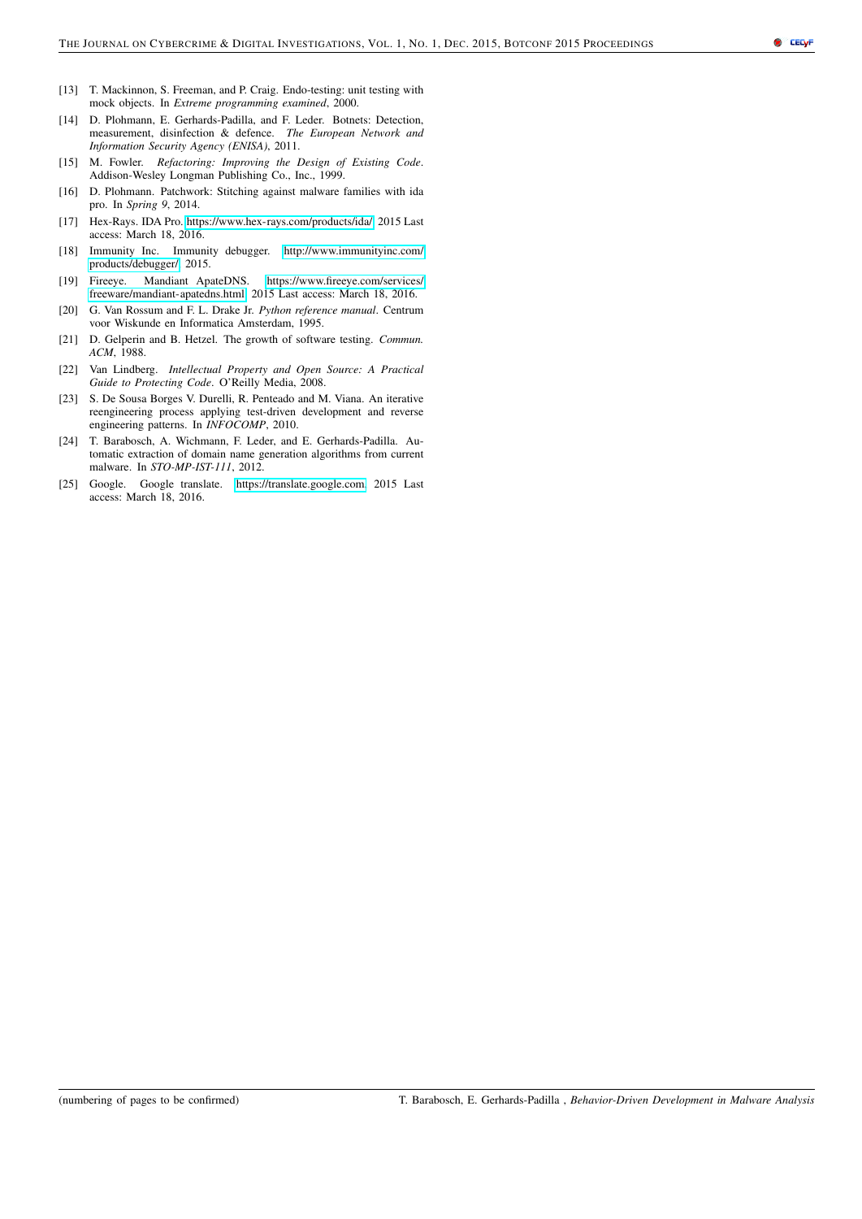[13] T. Mackinnon, S. Freeman, and P. Craig. Endo-testing: unit testing with mock objects. In *Extreme programming examined*, 2000.

[14] D. Plohmann, E. Gerhards-Padilla, and F. Leder. Botnets: Detection, measurement, disinfection & defence. *The European Network and Information Security Agency (ENISA)*, 2011.

[15] M. Fowler. *Refactoring: Improving the Design of Existing Code*. Addison-Wesley Longman Publishing Co., Inc., 1999.

[16] D. Plohmann. Patchwork: Stitching against malware families with ida pro. In *Spring 9*, 2014.

[17] Hex-Rays. IDA Pro. https://www.hex-rays.com/products/ida/ 2015 Last access: March 18, 2016.

[18] Immunity Inc. Immunity debugger. http://www.immunityinc.com/products/debugger/ 2015.

[19] Fireeye. Mandiant ApateDNS. https://www.fireeye.com/services/freeware/mandiant-apatedns.html 2015 Last access: March 18, 2016.

[20] G. Van Rossum and F. L. Drake Jr. *Python reference manual*. Centrum voor Wiskunde en Informatica Amsterdam, 1995.

[21] D. Gelperin and B. Hetzel. The growth of software testing. *Commun. ACM*, 1988.

[22] Van Lindberg. *Intellectual Property and Open Source: A Practical Guide to Protecting Code*. O'Reilly Media, 2008.

[23] S. De Sousa Borges V. Durelli, R. Penteado and M. Viana. An iterative reengineering process applying test-driven development and reverse engineering patterns. In *INFOCOMP*, 2010.

[24] T. Barabosch, A. Wichmann, F. Leder, and E. Gerhards-Padilla. Automatic extraction of domain name generation algorithms from current malware. In *STO-MP-IST-111*, 2012.

[25] Google. Google translate. https://translate.google.com 2015 Last access: March 18, 2016.